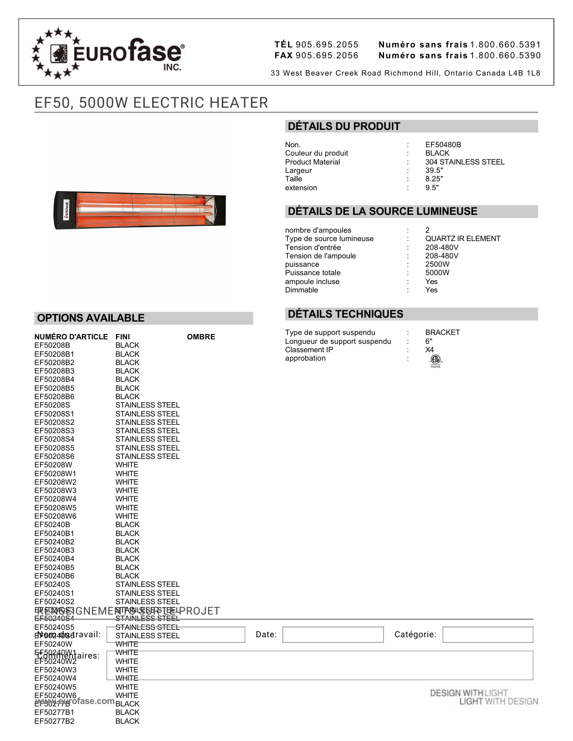**EUROfase INC.**

**TÉL** 905.695.2055 **Numéro sans frais** 1.800.660.5391
**FAX** 905.695.2056 **Numéro sans frais** 1.800.660.5390

33 West Beaver Creek Road Richmond Hill, Ontario Canada L4B 1L8

# EF50, 5000W ELECTRIC HEATER

## DÉTAILS DU PRODUIT

| | | |
|---|---|---|
| Non. | : | EF50480B |
| Couleur du produit | : | BLACK |
| Product Material | : | 304 STAINLESS STEEL |
| Largeur | : | 39.5" |
| Taille | : | 8.25" |
| extension | : | 9.5" |

## DÉTAILS DE LA SOURCE LUMINEUSE

| | | |
|---|---|---|
| nombre d'ampoules | : | 2 |
| Type de source lumineuse | : | QUARTZ IR ELEMENT |
| Tension d'entrée | : | 208-480V |
| Tension de l'ampoule | : | 208-480V |
| puissance | : | 2500W |
| Puissance totale | : | 5000W |
| ampoule incluse | : | Yes |
| Dimmable | : | Yes |

## DÉTAILS TECHNIQUES

| | | |
|---|---|---|
| Type de support suspendu | : | BRACKET |
| Longueur de support suspendu | : | 6" |
| Classement IP | : | X4 |
| approbation | : | ETL |

## OPTIONS AVAILABLE

| NUMÉRO D'ARTICLE | FINI | OMBRE |
|---|---|---|
| EF50208B | BLACK | |
| EF50208B1 | BLACK | |
| EF50208B2 | BLACK | |
| EF50208B3 | BLACK | |
| EF50208B4 | BLACK | |
| EF50208B5 | BLACK | |
| EF50208B6 | BLACK | |
| EF50208S | STAINLESS STEEL | |
| EF50208S1 | STAINLESS STEEL | |
| EF50208S2 | STAINLESS STEEL | |
| EF50208S3 | STAINLESS STEEL | |
| EF50208S4 | STAINLESS STEEL | |
| EF50208S5 | STAINLESS STEEL | |
| EF50208S6 | STAINLESS STEEL | |
| EF50208W | WHITE | |
| EF50208W1 | WHITE | |
| EF50208W2 | WHITE | |
| EF50208W3 | WHITE | |
| EF50208W4 | WHITE | |
| EF50208W5 | WHITE | |
| EF50208W6 | WHITE | |
| EF50240B | BLACK | |
| EF50240B1 | BLACK | |
| EF50240B2 | BLACK | |
| EF50240B3 | BLACK | |
| EF50240B4 | BLACK | |
| EF50240B5 | BLACK | |
| EF50240B6 | BLACK | |
| EF50240S | STAINLESS STEEL | |
| EF50240S1 | STAINLESS STEEL | |
| EF50240S2 | STAINLESS STEEL | |
| EF50240S3 | STAINLESS STEEL | |
| EF50240S4 | STAINLESS STEEL | |
| EF50240S5 | STAINLESS STEEL | |
| EF50240S6 | STAINLESS STEEL | |
| EF50240W | WHITE | |
| EF50240W1 | WHITE | |
| EF50240W2 | WHITE | |
| EF50240W3 | WHITE | |
| EF50240W4 | WHITE | |
| EF50240W5 | WHITE | |
| EF50240W6 | WHITE | |
| EF50277B | BLACK | |
| EF50277B1 | BLACK | |
| EF50277B2 | BLACK | |

## RENSEIGNEMENTS SUR LE PROJET

Nom de travail: | Date: | Catégorie:

Commentaires:

www.eurofase.com

DESIGN WITH LIGHT
LIGHT WITH DESIGN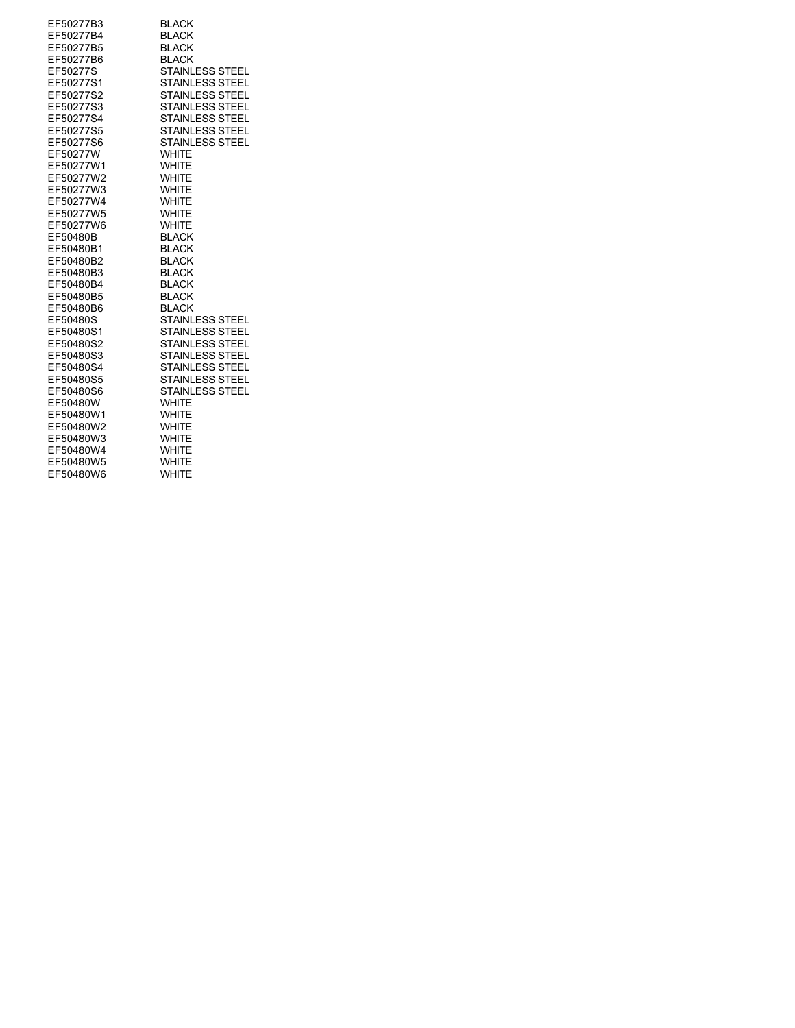| | |
|---|---|
| EF50277B3 | BLACK |
| EF50277B4 | BLACK |
| EF50277B5 | BLACK |
| EF50277B6 | BLACK |
| EF50277S | STAINLESS STEEL |
| EF50277S1 | STAINLESS STEEL |
| EF50277S2 | STAINLESS STEEL |
| EF50277S3 | STAINLESS STEEL |
| EF50277S4 | STAINLESS STEEL |
| EF50277S5 | STAINLESS STEEL |
| EF50277S6 | STAINLESS STEEL |
| EF50277W | WHITE |
| EF50277W1 | WHITE |
| EF50277W2 | WHITE |
| EF50277W3 | WHITE |
| EF50277W4 | WHITE |
| EF50277W5 | WHITE |
| EF50277W6 | WHITE |
| EF50480B | BLACK |
| EF50480B1 | BLACK |
| EF50480B2 | BLACK |
| EF50480B3 | BLACK |
| EF50480B4 | BLACK |
| EF50480B5 | BLACK |
| EF50480B6 | BLACK |
| EF50480S | STAINLESS STEEL |
| EF50480S1 | STAINLESS STEEL |
| EF50480S2 | STAINLESS STEEL |
| EF50480S3 | STAINLESS STEEL |
| EF50480S4 | STAINLESS STEEL |
| EF50480S5 | STAINLESS STEEL |
| EF50480S6 | STAINLESS STEEL |
| EF50480W | WHITE |
| EF50480W1 | WHITE |
| EF50480W2 | WHITE |
| EF50480W3 | WHITE |
| EF50480W4 | WHITE |
| EF50480W5 | WHITE |
| EF50480W6 | WHITE |